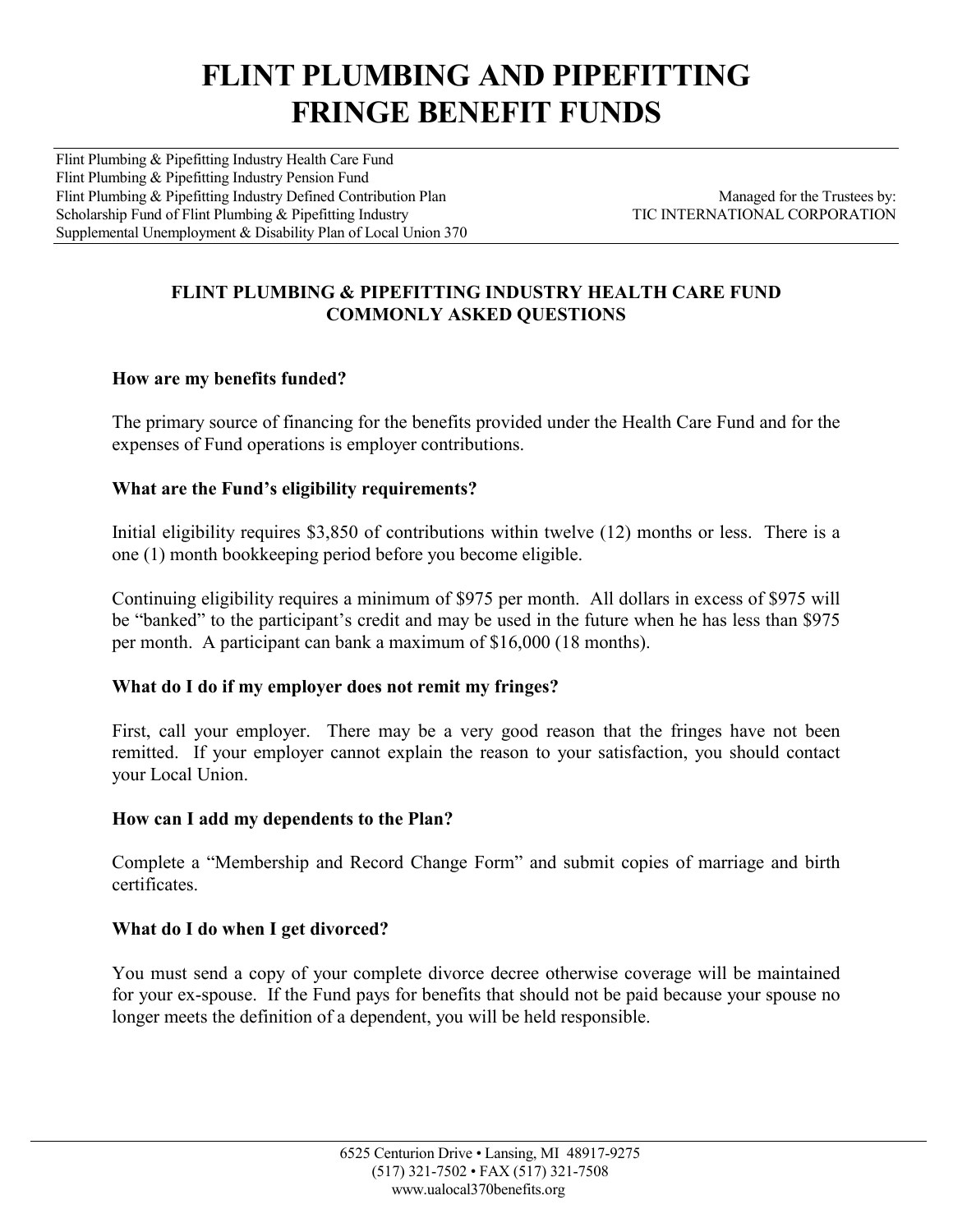# FLINT PLUMBING AND PIPEFITTING FRINGE BENEFIT FUNDS

Flint Plumbing & Pipefitting Industry Health Care Fund
Flint Plumbing & Pipefitting Industry Pension Fund
Flint Plumbing & Pipefitting Industry Defined Contribution Plan
Scholarship Fund of Flint Plumbing & Pipefitting Industry
Supplemental Unemployment & Disability Plan of Local Union 370

Managed for the Trustees by:
TIC INTERNATIONAL CORPORATION

## FLINT PLUMBING & PIPEFITTING INDUSTRY HEALTH CARE FUND COMMONLY ASKED QUESTIONS

**How are my benefits funded?**

The primary source of financing for the benefits provided under the Health Care Fund and for the expenses of Fund operations is employer contributions.

**What are the Fund's eligibility requirements?**

Initial eligibility requires $3,850 of contributions within twelve (12) months or less. There is a one (1) month bookkeeping period before you become eligible.

Continuing eligibility requires a minimum of $975 per month. All dollars in excess of $975 will be "banked" to the participant's credit and may be used in the future when he has less than $975 per month. A participant can bank a maximum of $16,000 (18 months).

**What do I do if my employer does not remit my fringes?**

First, call your employer. There may be a very good reason that the fringes have not been remitted. If your employer cannot explain the reason to your satisfaction, you should contact your Local Union.

**How can I add my dependents to the Plan?**

Complete a "Membership and Record Change Form" and submit copies of marriage and birth certificates.

**What do I do when I get divorced?**

You must send a copy of your complete divorce decree otherwise coverage will be maintained for your ex-spouse. If the Fund pays for benefits that should not be paid because your spouse no longer meets the definition of a dependent, you will be held responsible.

6525 Centurion Drive • Lansing, MI 48917-9275
(517) 321-7502 • FAX (517) 321-7508
www.ualocal370benefits.org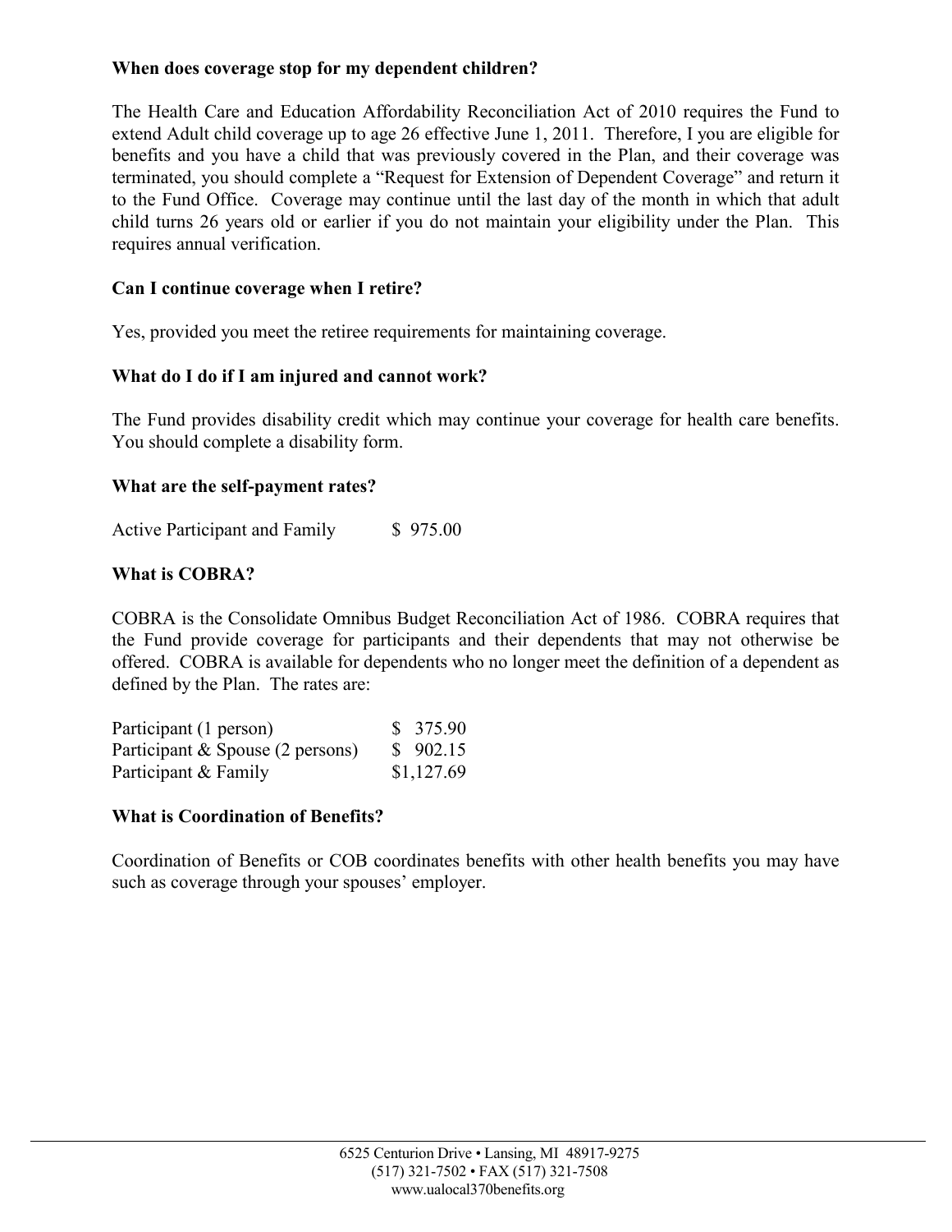**When does coverage stop for my dependent children?**

The Health Care and Education Affordability Reconciliation Act of 2010 requires the Fund to extend Adult child coverage up to age 26 effective June 1, 2011. Therefore, I you are eligible for benefits and you have a child that was previously covered in the Plan, and their coverage was terminated, you should complete a "Request for Extension of Dependent Coverage" and return it to the Fund Office. Coverage may continue until the last day of the month in which that adult child turns 26 years old or earlier if you do not maintain your eligibility under the Plan. This requires annual verification.

**Can I continue coverage when I retire?**

Yes, provided you meet the retiree requirements for maintaining coverage.

**What do I do if I am injured and cannot work?**

The Fund provides disability credit which may continue your coverage for health care benefits. You should complete a disability form.

**What are the self-payment rates?**

| | |
|---|---|
| Active Participant and Family | $ 975.00 |

**What is COBRA?**

COBRA is the Consolidate Omnibus Budget Reconciliation Act of 1986. COBRA requires that the Fund provide coverage for participants and their dependents that may not otherwise be offered. COBRA is available for dependents who no longer meet the definition of a dependent as defined by the Plan. The rates are:

| | |
|---|---|
| Participant (1 person) | $ 375.90 |
| Participant & Spouse (2 persons) | $ 902.15 |
| Participant & Family | $1,127.69 |

**What is Coordination of Benefits?**

Coordination of Benefits or COB coordinates benefits with other health benefits you may have such as coverage through your spouses' employer.

6525 Centurion Drive • Lansing, MI 48917-9275
(517) 321-7502 • FAX (517) 321-7508
www.ualocal370benefits.org